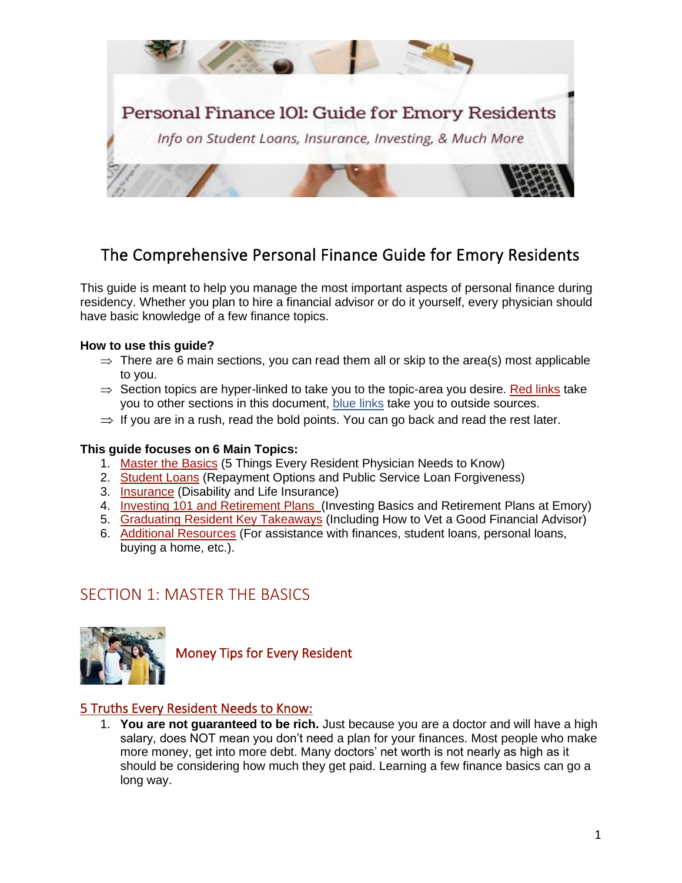# Personal Finance 101: Guide for Emory Residents

*Info on Student Loans, Insurance, Investing, & Much More*

## The Comprehensive Personal Finance Guide for Emory Residents

This guide is meant to help you manage the most important aspects of personal finance during residency. Whether you plan to hire a financial advisor or do it yourself, every physician should have basic knowledge of a few finance topics.

**How to use this guide?**

⇒ There are 6 main sections, you can read them all or skip to the area(s) most applicable to you.

⇒ Section topics are hyper-linked to take you to the topic-area you desire. Red links take you to other sections in this document, blue links take you to outside sources.

⇒ If you are in a rush, read the bold points. You can go back and read the rest later.

**This guide focuses on 6 Main Topics:**

1. Master the Basics (5 Things Every Resident Physician Needs to Know)
2. Student Loans (Repayment Options and Public Service Loan Forgiveness)
3. Insurance (Disability and Life Insurance)
4. Investing 101 and Retirement Plans (Investing Basics and Retirement Plans at Emory)
5. Graduating Resident Key Takeaways (Including How to Vet a Good Financial Advisor)
6. Additional Resources (For assistance with finances, student loans, personal loans, buying a home, etc.).

## SECTION 1: MASTER THE BASICS

### Money Tips for Every Resident

### 5 Truths Every Resident Needs to Know:

1. **You are not guaranteed to be rich.** Just because you are a doctor and will have a high salary, does NOT mean you don't need a plan for your finances. Most people who make more money, get into more debt. Many doctors' net worth is not nearly as high as it should be considering how much they get paid. Learning a few finance basics can go a long way.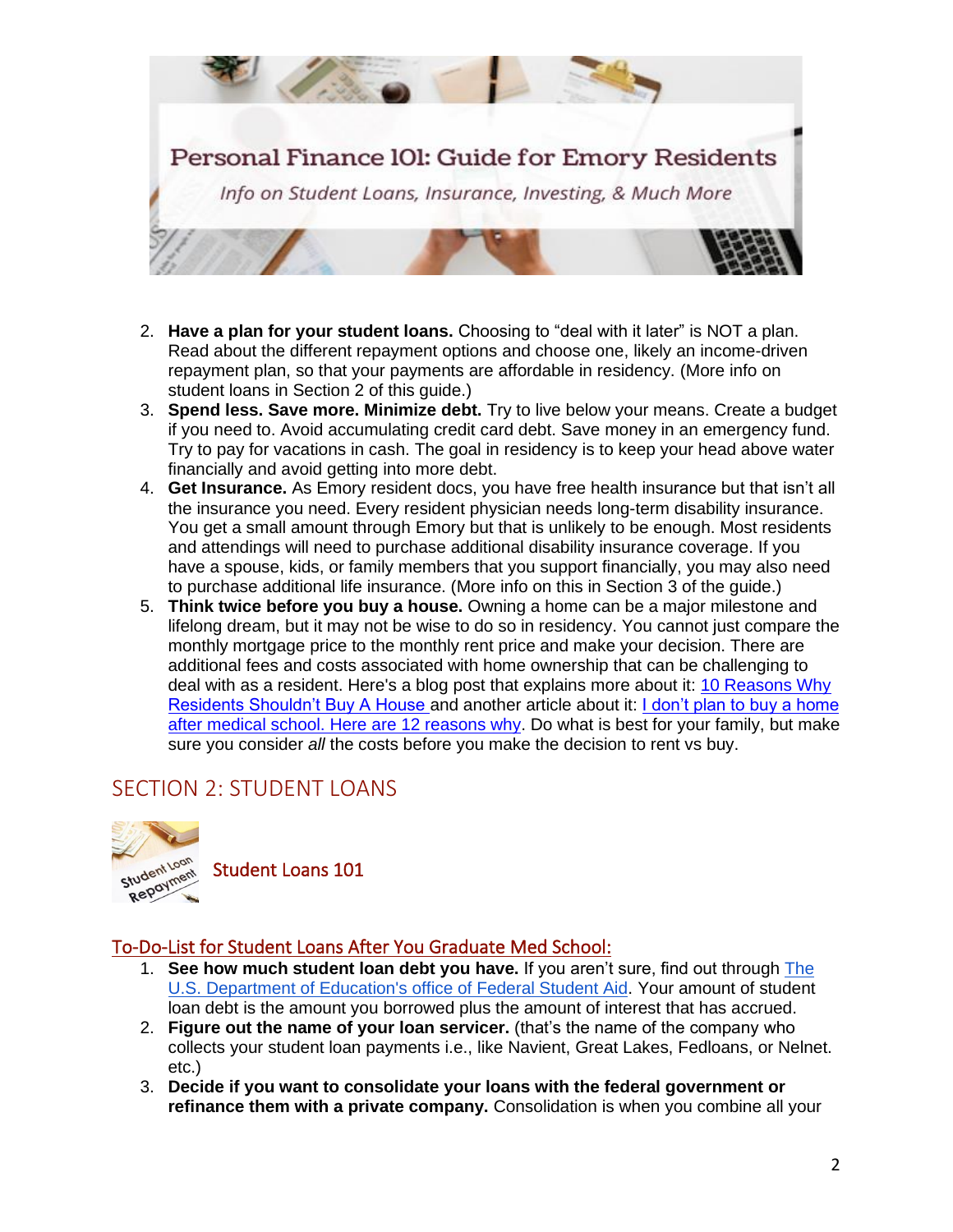Personal Finance 101: Guide for Emory Residents

*Info on Student Loans, Insurance, Investing, & Much More*

2. **Have a plan for your student loans.** Choosing to "deal with it later" is NOT a plan. Read about the different repayment options and choose one, likely an income-driven repayment plan, so that your payments are affordable in residency. (More info on student loans in Section 2 of this guide.)
3. **Spend less. Save more. Minimize debt.** Try to live below your means. Create a budget if you need to. Avoid accumulating credit card debt. Save money in an emergency fund. Try to pay for vacations in cash. The goal in residency is to keep your head above water financially and avoid getting into more debt.
4. **Get Insurance.** As Emory resident docs, you have free health insurance but that isn't all the insurance you need. Every resident physician needs long-term disability insurance. You get a small amount through Emory but that is unlikely to be enough. Most residents and attendings will need to purchase additional disability insurance coverage. If you have a spouse, kids, or family members that you support financially, you may also need to purchase additional life insurance. (More info on this in Section 3 of the guide.)
5. **Think twice before you buy a house.** Owning a home can be a major milestone and lifelong dream, but it may not be wise to do so in residency. You cannot just compare the monthly mortgage price to the monthly rent price and make your decision. There are additional fees and costs associated with home ownership that can be challenging to deal with as a resident. Here's a blog post that explains more about it: 10 Reasons Why Residents Shouldn't Buy A House and another article about it: I don't plan to buy a home after medical school. Here are 12 reasons why. Do what is best for your family, but make sure you consider *all* the costs before you make the decision to rent vs buy.

## SECTION 2: STUDENT LOANS

### Student Loans 101

#### To-Do-List for Student Loans After You Graduate Med School:

1. **See how much student loan debt you have.** If you aren't sure, find out through The U.S. Department of Education's office of Federal Student Aid. Your amount of student loan debt is the amount you borrowed plus the amount of interest that has accrued.
2. **Figure out the name of your loan servicer.** (that's the name of the company who collects your student loan payments i.e., like Navient, Great Lakes, Fedloans, or Nelnet. etc.)
3. **Decide if you want to consolidate your loans with the federal government or refinance them with a private company.** Consolidation is when you combine all your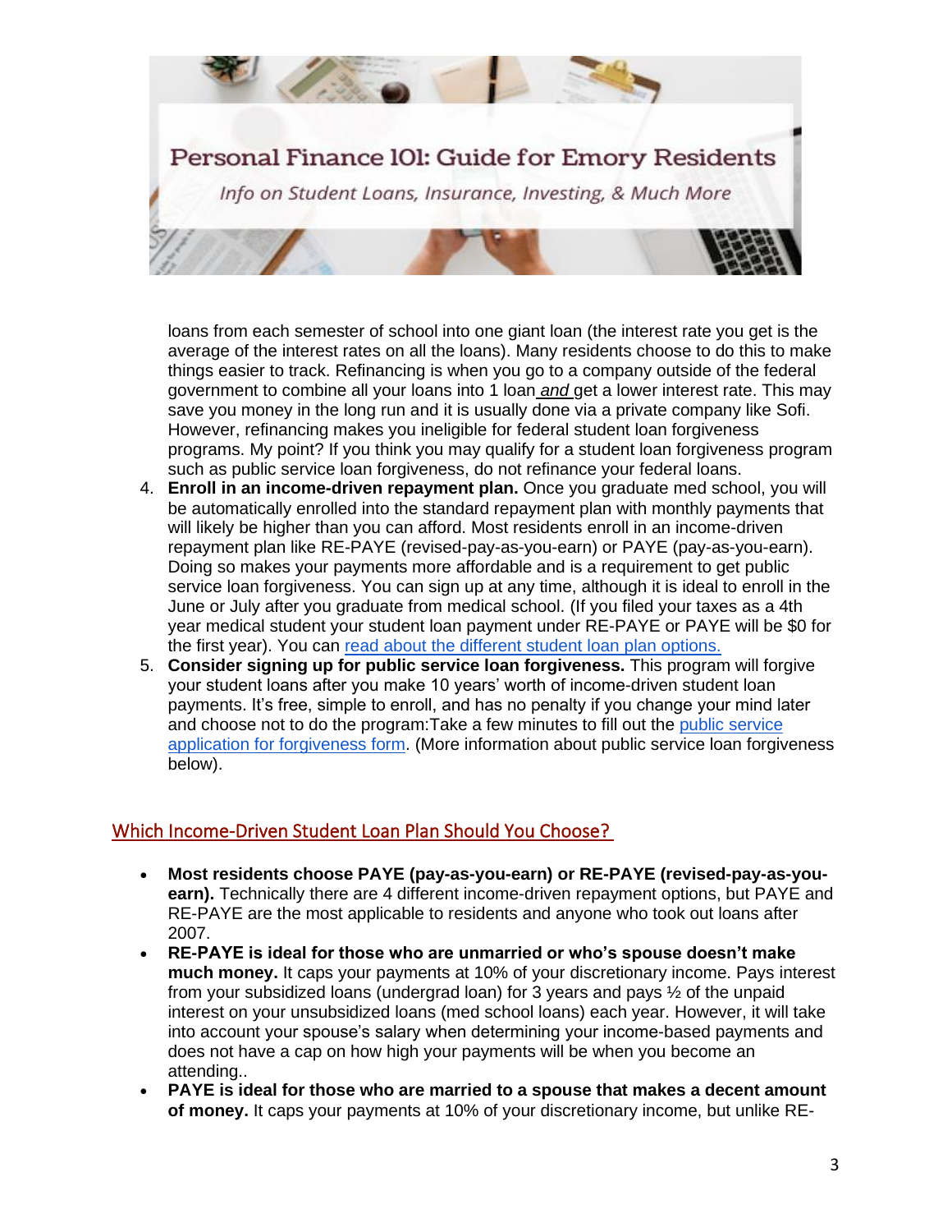# Personal Finance 101: Guide for Emory Residents

*Info on Student Loans, Insurance, Investing, & Much More*

loans from each semester of school into one giant loan (the interest rate you get is the average of the interest rates on all the loans). Many residents choose to do this to make things easier to track. Refinancing is when you go to a company outside of the federal government to combine all your loans into 1 loan ***and*** get a lower interest rate. This may save you money in the long run and it is usually done via a private company like Sofi. However, refinancing makes you ineligible for federal student loan forgiveness programs. My point? If you think you may qualify for a student loan forgiveness program such as public service loan forgiveness, do not refinance your federal loans.

4. **Enroll in an income-driven repayment plan.** Once you graduate med school, you will be automatically enrolled into the standard repayment plan with monthly payments that will likely be higher than you can afford. Most residents enroll in an income-driven repayment plan like RE-PAYE (revised-pay-as-you-earn) or PAYE (pay-as-you-earn). Doing so makes your payments more affordable and is a requirement to get public service loan forgiveness. You can sign up at any time, although it is ideal to enroll in the June or July after you graduate from medical school. (If you filed your taxes as a 4th year medical student your student loan payment under RE-PAYE or PAYE will be $0 for the first year). You can read about the different student loan plan options.
5. **Consider signing up for public service loan forgiveness.** This program will forgive your student loans after you make 10 years' worth of income-driven student loan payments. It's free, simple to enroll, and has no penalty if you change your mind later and choose not to do the program:Take a few minutes to fill out the public service application for forgiveness form. (More information about public service loan forgiveness below).

## Which Income-Driven Student Loan Plan Should You Choose?

- **Most residents choose PAYE (pay-as-you-earn) or RE-PAYE (revised-pay-as-you-earn).** Technically there are 4 different income-driven repayment options, but PAYE and RE-PAYE are the most applicable to residents and anyone who took out loans after 2007.
- **RE-PAYE is ideal for those who are unmarried or who's spouse doesn't make much money.** It caps your payments at 10% of your discretionary income. Pays interest from your subsidized loans (undergrad loan) for 3 years and pays ½ of the unpaid interest on your unsubsidized loans (med school loans) each year. However, it will take into account your spouse's salary when determining your income-based payments and does not have a cap on how high your payments will be when you become an attending..
- **PAYE is ideal for those who are married to a spouse that makes a decent amount of money.** It caps your payments at 10% of your discretionary income, but unlike RE-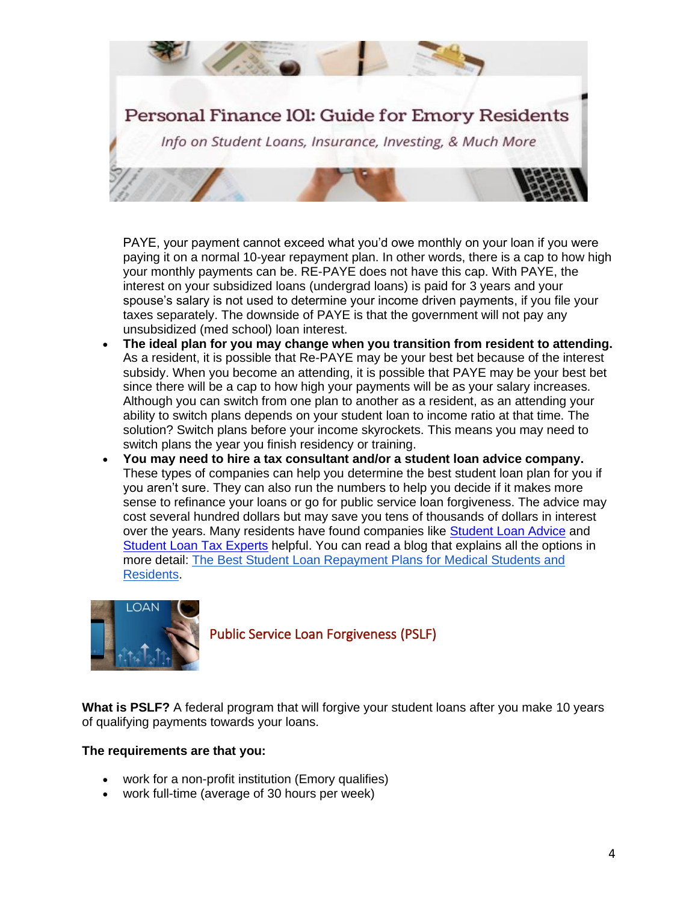PAYE, your payment cannot exceed what you'd owe monthly on your loan if you were paying it on a normal 10-year repayment plan. In other words, there is a cap to how high your monthly payments can be. RE-PAYE does not have this cap. With PAYE, the interest on your subsidized loans (undergrad loans) is paid for 3 years and your spouse's salary is not used to determine your income driven payments, if you file your taxes separately. The downside of PAYE is that the government will not pay any unsubsidized (med school) loan interest.

- **The ideal plan for you may change when you transition from resident to attending.** As a resident, it is possible that Re-PAYE may be your best bet because of the interest subsidy. When you become an attending, it is possible that PAYE may be your best bet since there will be a cap to how high your payments will be as your salary increases. Although you can switch from one plan to another as a resident, as an attending your ability to switch plans depends on your student loan to income ratio at that time. The solution? Switch plans before your income skyrockets. This means you may need to switch plans the year you finish residency or training.
- **You may need to hire a tax consultant and/or a student loan advice company.** These types of companies can help you determine the best student loan plan for you if you aren't sure. They can also run the numbers to help you decide if it makes more sense to refinance your loans or go for public service loan forgiveness. The advice may cost several hundred dollars but may save you tens of thousands of dollars in interest over the years. Many residents have found companies like Student Loan Advice and Student Loan Tax Experts helpful. You can read a blog that explains all the options in more detail: The Best Student Loan Repayment Plans for Medical Students and Residents.

## Public Service Loan Forgiveness (PSLF)

**What is PSLF?** A federal program that will forgive your student loans after you make 10 years of qualifying payments towards your loans.

**The requirements are that you:**

- work for a non-profit institution (Emory qualifies)
- work full-time (average of 30 hours per week)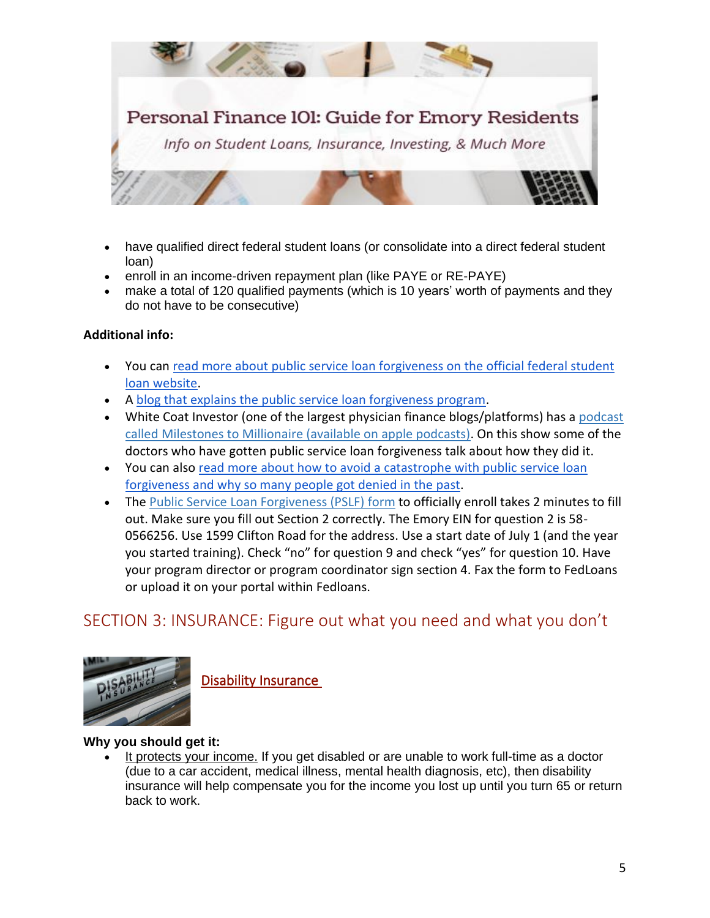- have qualified direct federal student loans (or consolidate into a direct federal student loan)
- enroll in an income-driven repayment plan (like PAYE or RE-PAYE)
- make a total of 120 qualified payments (which is 10 years' worth of payments and they do not have to be consecutive)

**Additional info:**

- You can read more about public service loan forgiveness on the official federal student loan website.
- A blog that explains the public service loan forgiveness program.
- White Coat Investor (one of the largest physician finance blogs/platforms) has a podcast called Milestones to Millionaire (available on apple podcasts). On this show some of the doctors who have gotten public service loan forgiveness talk about how they did it.
- You can also read more about how to avoid a catastrophe with public service loan forgiveness and why so many people got denied in the past.
- The Public Service Loan Forgiveness (PSLF) form to officially enroll takes 2 minutes to fill out. Make sure you fill out Section 2 correctly. The Emory EIN for question 2 is 58-0566256. Use 1599 Clifton Road for the address. Use a start date of July 1 (and the year you started training). Check "no" for question 9 and check "yes" for question 10. Have your program director or program coordinator sign section 4. Fax the form to FedLoans or upload it on your portal within Fedloans.

## SECTION 3: INSURANCE: Figure out what you need and what you don't

### Disability Insurance

**Why you should get it:**

- It protects your income. If you get disabled or are unable to work full-time as a doctor (due to a car accident, medical illness, mental health diagnosis, etc), then disability insurance will help compensate you for the income you lost up until you turn 65 or return back to work.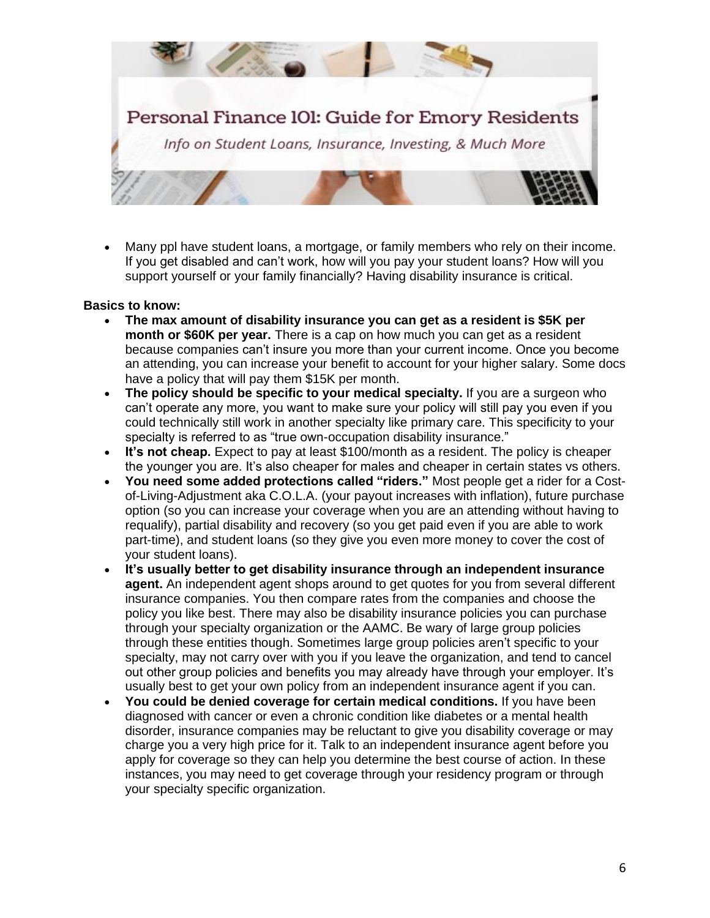- Many ppl have student loans, a mortgage, or family members who rely on their income. If you get disabled and can't work, how will you pay your student loans? How will you support yourself or your family financially? Having disability insurance is critical.

**Basics to know:**

- **The max amount of disability insurance you can get as a resident is $5K per month or $60K per year.** There is a cap on how much you can get as a resident because companies can't insure you more than your current income. Once you become an attending, you can increase your benefit to account for your higher salary. Some docs have a policy that will pay them $15K per month.
- **The policy should be specific to your medical specialty.** If you are a surgeon who can't operate any more, you want to make sure your policy will still pay you even if you could technically still work in another specialty like primary care. This specificity to your specialty is referred to as "true own-occupation disability insurance."
- **It's not cheap.** Expect to pay at least $100/month as a resident. The policy is cheaper the younger you are. It's also cheaper for males and cheaper in certain states vs others.
- **You need some added protections called "riders."** Most people get a rider for a Cost-of-Living-Adjustment aka C.O.L.A. (your payout increases with inflation), future purchase option (so you can increase your coverage when you are an attending without having to requalify), partial disability and recovery (so you get paid even if you are able to work part-time), and student loans (so they give you even more money to cover the cost of your student loans).
- **It's usually better to get disability insurance through an independent insurance agent.** An independent agent shops around to get quotes for you from several different insurance companies. You then compare rates from the companies and choose the policy you like best. There may also be disability insurance policies you can purchase through your specialty organization or the AAMC. Be wary of large group policies through these entities though. Sometimes large group policies aren't specific to your specialty, may not carry over with you if you leave the organization, and tend to cancel out other group policies and benefits you may already have through your employer. It's usually best to get your own policy from an independent insurance agent if you can.
- **You could be denied coverage for certain medical conditions.** If you have been diagnosed with cancer or even a chronic condition like diabetes or a mental health disorder, insurance companies may be reluctant to give you disability coverage or may charge you a very high price for it. Talk to an independent insurance agent before you apply for coverage so they can help you determine the best course of action. In these instances, you may need to get coverage through your residency program or through your specialty specific organization.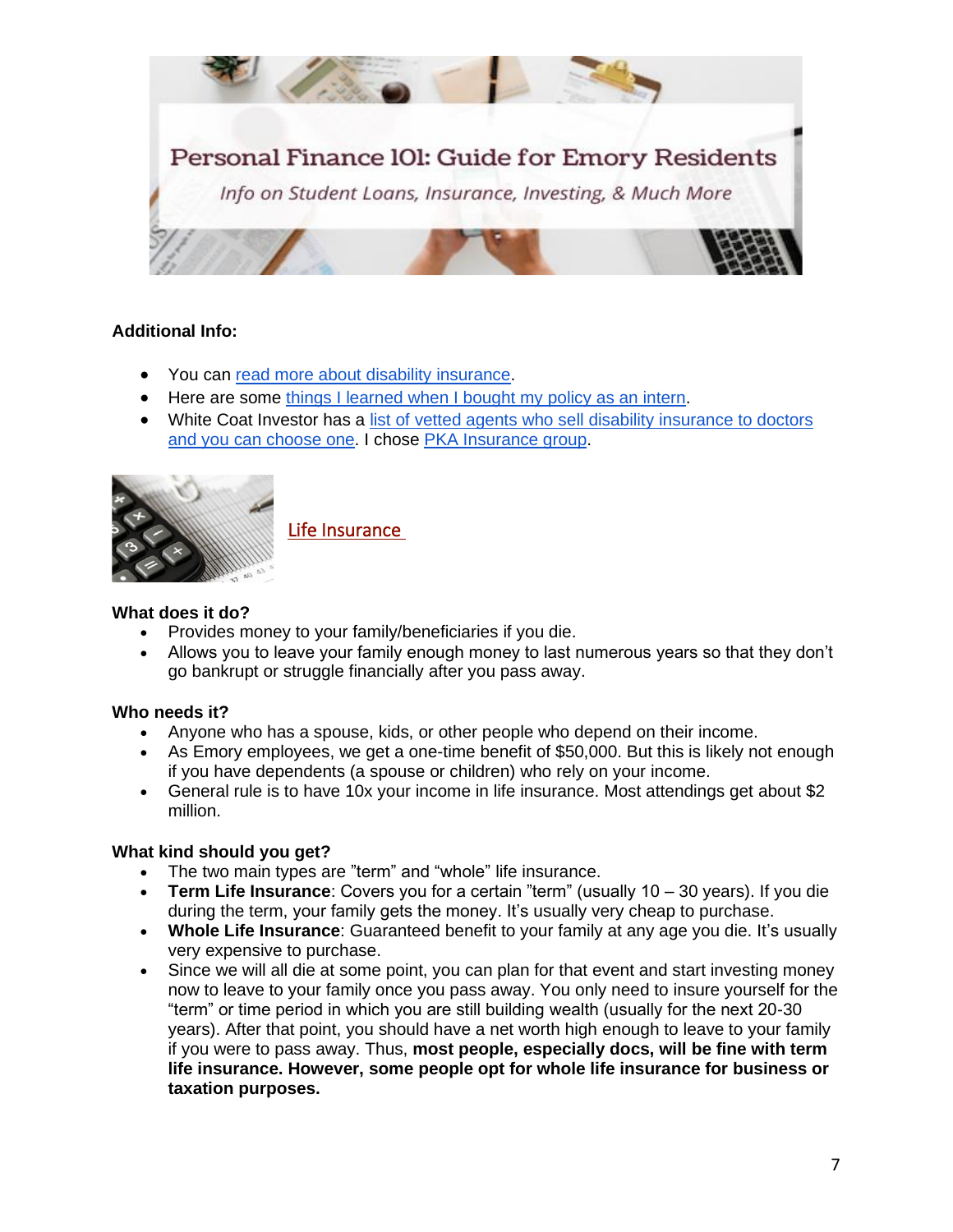**Additional Info:**

- You can read more about disability insurance.
- Here are some things I learned when I bought my policy as an intern.
- White Coat Investor has a list of vetted agents who sell disability insurance to doctors and you can choose one. I chose PKA Insurance group.

## Life Insurance

**What does it do?**

- Provides money to your family/beneficiaries if you die.
- Allows you to leave your family enough money to last numerous years so that they don't go bankrupt or struggle financially after you pass away.

**Who needs it?**

- Anyone who has a spouse, kids, or other people who depend on their income.
- As Emory employees, we get a one-time benefit of $50,000. But this is likely not enough if you have dependents (a spouse or children) who rely on your income.
- General rule is to have 10x your income in life insurance. Most attendings get about $2 million.

**What kind should you get?**

- The two main types are "term" and "whole" life insurance.
- **Term Life Insurance**: Covers you for a certain "term" (usually 10 – 30 years). If you die during the term, your family gets the money. It's usually very cheap to purchase.
- **Whole Life Insurance**: Guaranteed benefit to your family at any age you die. It's usually very expensive to purchase.
- Since we will all die at some point, you can plan for that event and start investing money now to leave to your family once you pass away. You only need to insure yourself for the "term" or time period in which you are still building wealth (usually for the next 20-30 years). After that point, you should have a net worth high enough to leave to your family if you were to pass away. Thus, **most people, especially docs, will be fine with term life insurance. However, some people opt for whole life insurance for business or taxation purposes.**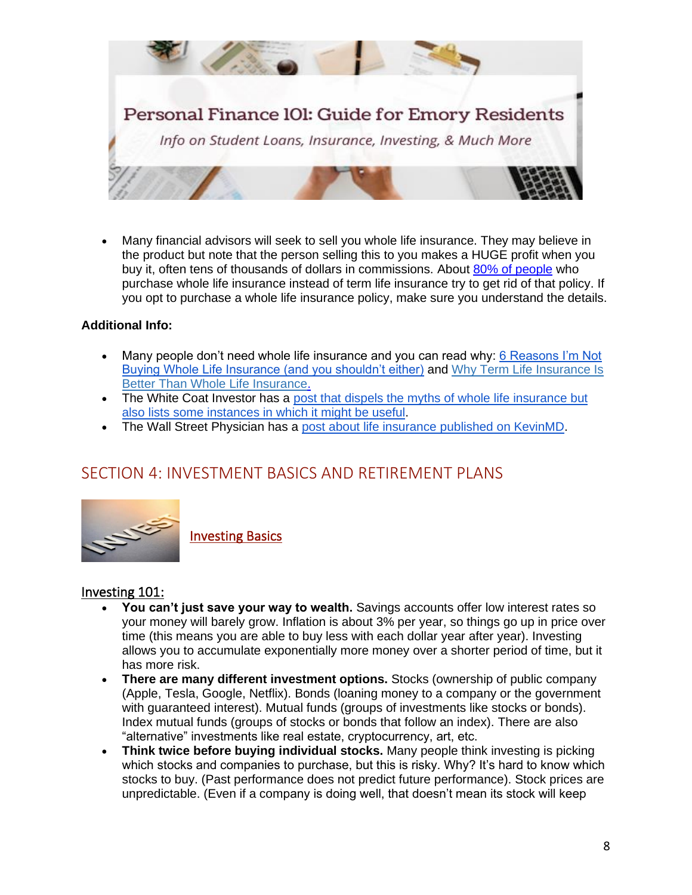Personal Finance 101: Guide for Emory Residents

*Info on Student Loans, Insurance, Investing, & Much More*

- Many financial advisors will seek to sell you whole life insurance. They may believe in the product but note that the person selling this to you makes a HUGE profit when you buy it, often tens of thousands of dollars in commissions. About 80% of people who purchase whole life insurance instead of term life insurance try to get rid of that policy. If you opt to purchase a whole life insurance policy, make sure you understand the details.

**Additional Info:**

- Many people don't need whole life insurance and you can read why: 6 Reasons I'm Not Buying Whole Life Insurance (and you shouldn't either) and Why Term Life Insurance Is Better Than Whole Life Insurance.
- The White Coat Investor has a post that dispels the myths of whole life insurance but also lists some instances in which it might be useful.
- The Wall Street Physician has a post about life insurance published on KevinMD.

## SECTION 4: INVESTMENT BASICS AND RETIREMENT PLANS

Investing Basics

### Investing 101:

- **You can't just save your way to wealth.** Savings accounts offer low interest rates so your money will barely grow. Inflation is about 3% per year, so things go up in price over time (this means you are able to buy less with each dollar year after year). Investing allows you to accumulate exponentially more money over a shorter period of time, but it has more risk.
- **There are many different investment options.** Stocks (ownership of public company (Apple, Tesla, Google, Netflix). Bonds (loaning money to a company or the government with guaranteed interest). Mutual funds (groups of investments like stocks or bonds). Index mutual funds (groups of stocks or bonds that follow an index). There are also "alternative" investments like real estate, cryptocurrency, art, etc.
- **Think twice before buying individual stocks.** Many people think investing is picking which stocks and companies to purchase, but this is risky. Why? It's hard to know which stocks to buy. (Past performance does not predict future performance). Stock prices are unpredictable. (Even if a company is doing well, that doesn't mean its stock will keep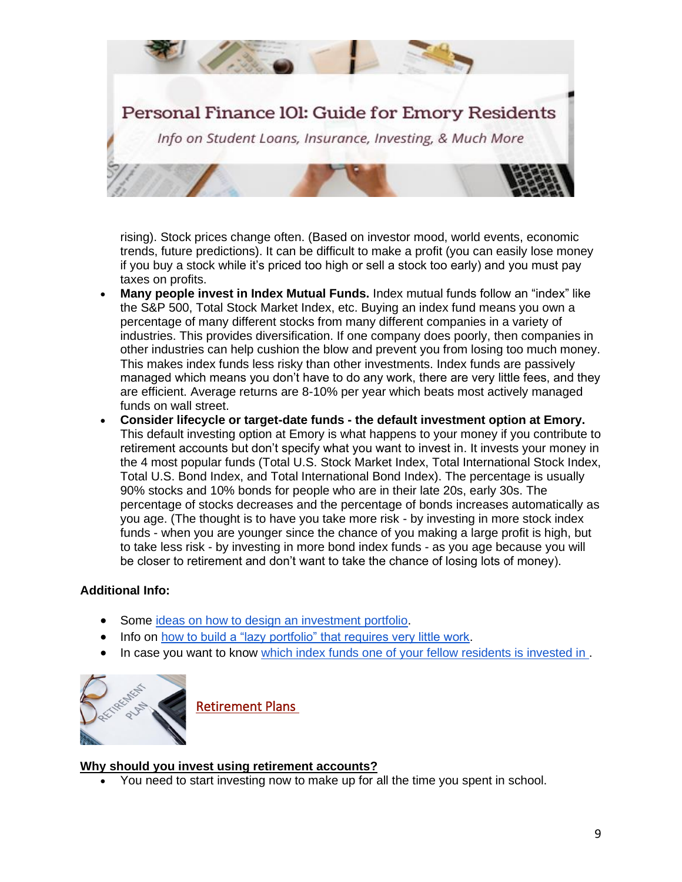rising). Stock prices change often. (Based on investor mood, world events, economic trends, future predictions). It can be difficult to make a profit (you can easily lose money if you buy a stock while it's priced too high or sell a stock too early) and you must pay taxes on profits.

- **Many people invest in Index Mutual Funds.** Index mutual funds follow an "index" like the S&P 500, Total Stock Market Index, etc. Buying an index fund means you own a percentage of many different stocks from many different companies in a variety of industries. This provides diversification. If one company does poorly, then companies in other industries can help cushion the blow and prevent you from losing too much money. This makes index funds less risky than other investments. Index funds are passively managed which means you don't have to do any work, there are very little fees, and they are efficient. Average returns are 8-10% per year which beats most actively managed funds on wall street.
- **Consider lifecycle or target-date funds - the default investment option at Emory.** This default investing option at Emory is what happens to your money if you contribute to retirement accounts but don't specify what you want to invest in. It invests your money in the 4 most popular funds (Total U.S. Stock Market Index, Total International Stock Index, Total U.S. Bond Index, and Total International Bond Index). The percentage is usually 90% stocks and 10% bonds for people who are in their late 20s, early 30s. The percentage of stocks decreases and the percentage of bonds increases automatically as you age. (The thought is to have you take more risk - by investing in more stock index funds - when you are younger since the chance of you making a large profit is high, but to take less risk - by investing in more bond index funds - as you age because you will be closer to retirement and don't want to take the chance of losing lots of money).

**Additional Info:**

- Some ideas on how to design an investment portfolio.
- Info on how to build a "lazy portfolio" that requires very little work.
- In case you want to know which index funds one of your fellow residents is invested in .

## Retirement Plans

**Why should you invest using retirement accounts?**

- You need to start investing now to make up for all the time you spent in school.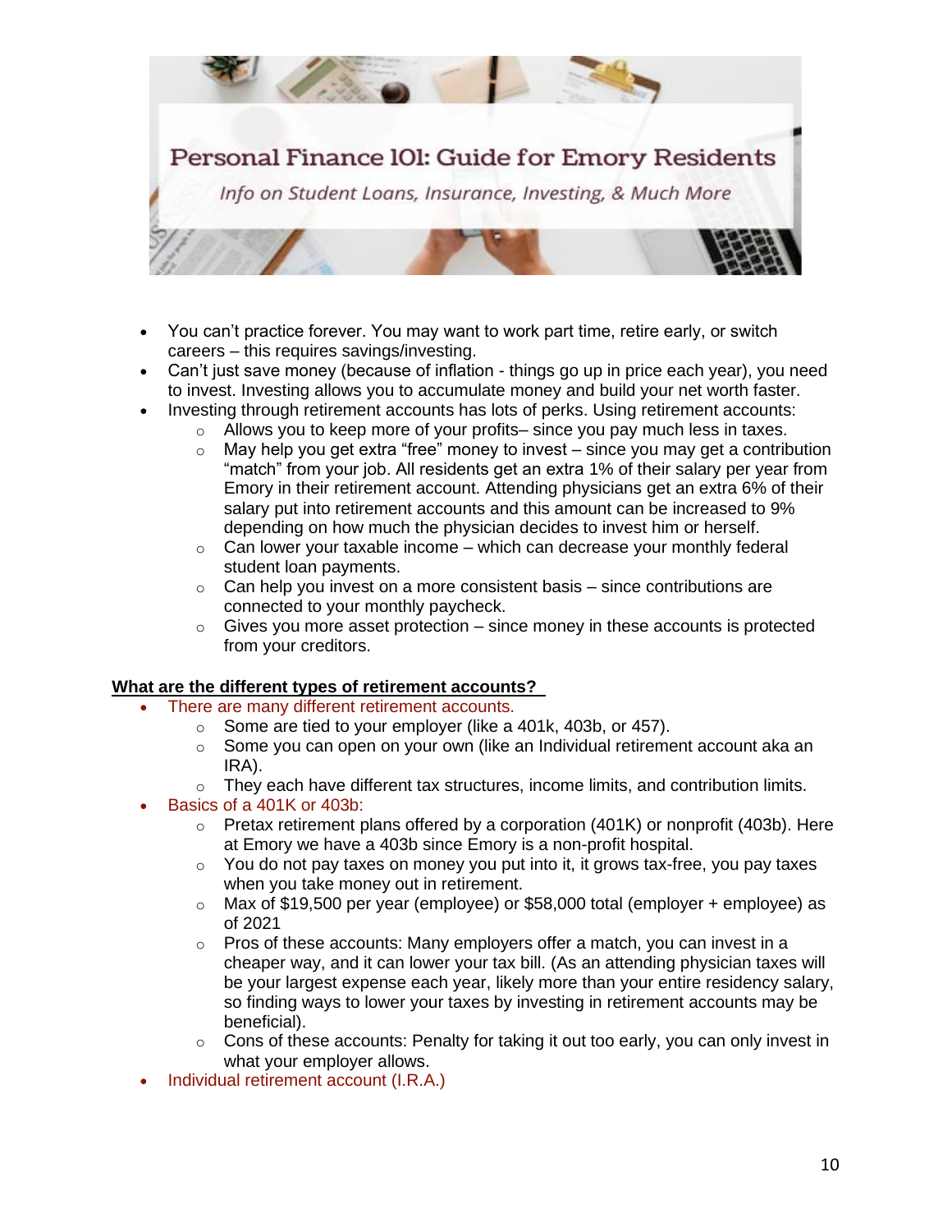- You can't practice forever. You may want to work part time, retire early, or switch careers – this requires savings/investing.
- Can't just save money (because of inflation - things go up in price each year), you need to invest. Investing allows you to accumulate money and build your net worth faster.
- Investing through retirement accounts has lots of perks. Using retirement accounts:
  - Allows you to keep more of your profits– since you pay much less in taxes.
  - May help you get extra "free" money to invest – since you may get a contribution "match" from your job. All residents get an extra 1% of their salary per year from Emory in their retirement account. Attending physicians get an extra 6% of their salary put into retirement accounts and this amount can be increased to 9% depending on how much the physician decides to invest him or herself.
  - Can lower your taxable income – which can decrease your monthly federal student loan payments.
  - Can help you invest on a more consistent basis – since contributions are connected to your monthly paycheck.
  - Gives you more asset protection – since money in these accounts is protected from your creditors.

**What are the different types of retirement accounts?**

- There are many different retirement accounts.
  - Some are tied to your employer (like a 401k, 403b, or 457).
  - Some you can open on your own (like an Individual retirement account aka an IRA).
  - They each have different tax structures, income limits, and contribution limits.
- Basics of a 401K or 403b:
  - Pretax retirement plans offered by a corporation (401K) or nonprofit (403b). Here at Emory we have a 403b since Emory is a non-profit hospital.
  - You do not pay taxes on money you put into it, it grows tax-free, you pay taxes when you take money out in retirement.
  - Max of $19,500 per year (employee) or $58,000 total (employer + employee) as of 2021
  - Pros of these accounts: Many employers offer a match, you can invest in a cheaper way, and it can lower your tax bill. (As an attending physician taxes will be your largest expense each year, likely more than your entire residency salary, so finding ways to lower your taxes by investing in retirement accounts may be beneficial).
  - Cons of these accounts: Penalty for taking it out too early, you can only invest in what your employer allows.
- Individual retirement account (I.R.A.)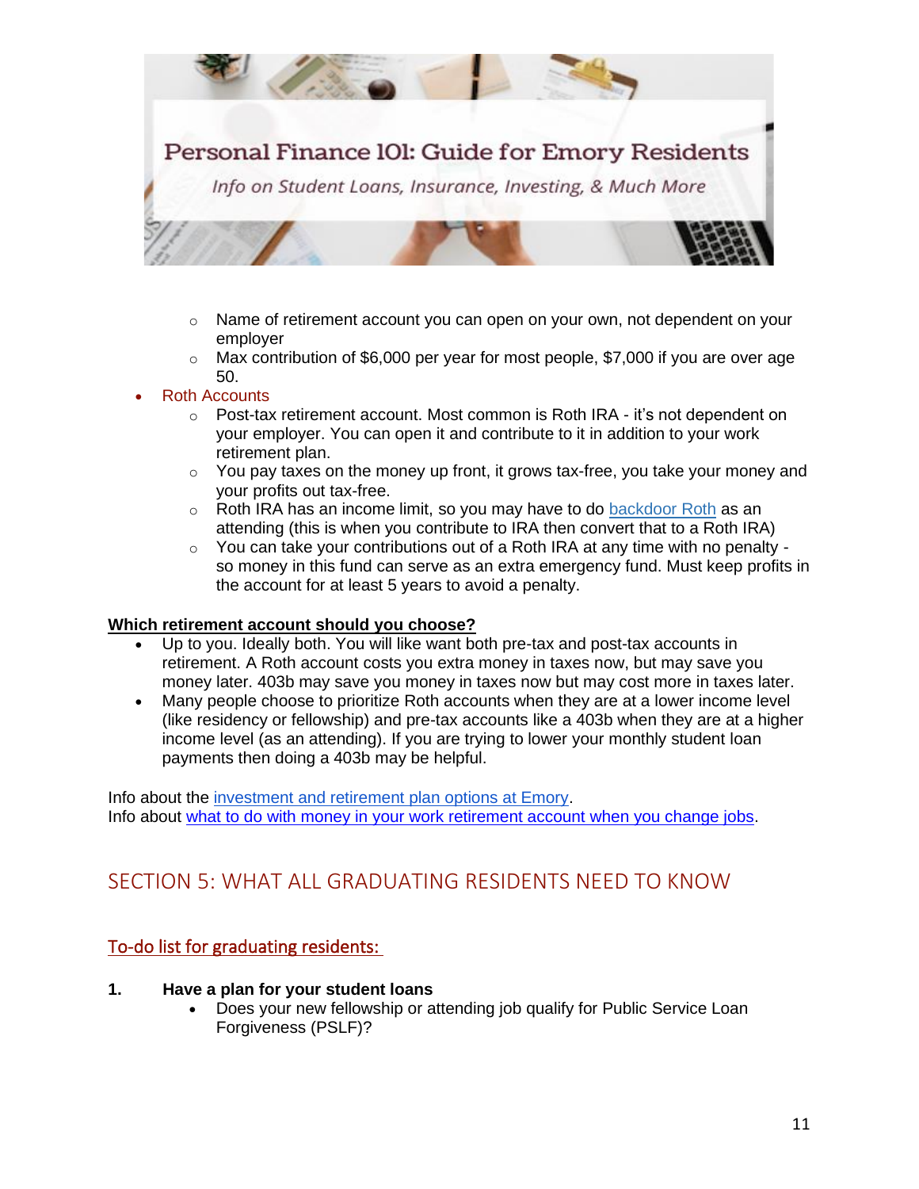- Name of retirement account you can open on your own, not dependent on your employer
  - Max contribution of $6,000 per year for most people, $7,000 if you are over age 50.
- Roth Accounts
  - Post-tax retirement account. Most common is Roth IRA - it's not dependent on your employer. You can open it and contribute to it in addition to your work retirement plan.
  - You pay taxes on the money up front, it grows tax-free, you take your money and your profits out tax-free.
  - Roth IRA has an income limit, so you may have to do [backdoor Roth]() as an attending (this is when you contribute to IRA then convert that to a Roth IRA)
  - You can take your contributions out of a Roth IRA at any time with no penalty - so money in this fund can serve as an extra emergency fund. Must keep profits in the account for at least 5 years to avoid a penalty.

**Which retirement account should you choose?**

- Up to you. Ideally both. You will like want both pre-tax and post-tax accounts in retirement. A Roth account costs you extra money in taxes now, but may save you money later. 403b may save you money in taxes now but may cost more in taxes later.
- Many people choose to prioritize Roth accounts when they are at a lower income level (like residency or fellowship) and pre-tax accounts like a 403b when they are at a higher income level (as an attending). If you are trying to lower your monthly student loan payments then doing a 403b may be helpful.

Info about the [investment and retirement plan options at Emory]().
Info about [what to do with money in your work retirement account when you change jobs]().

## SECTION 5: WHAT ALL GRADUATING RESIDENTS NEED TO KNOW

### To-do list for graduating residents:

1. **Have a plan for your student loans**
   - Does your new fellowship or attending job qualify for Public Service Loan Forgiveness (PSLF)?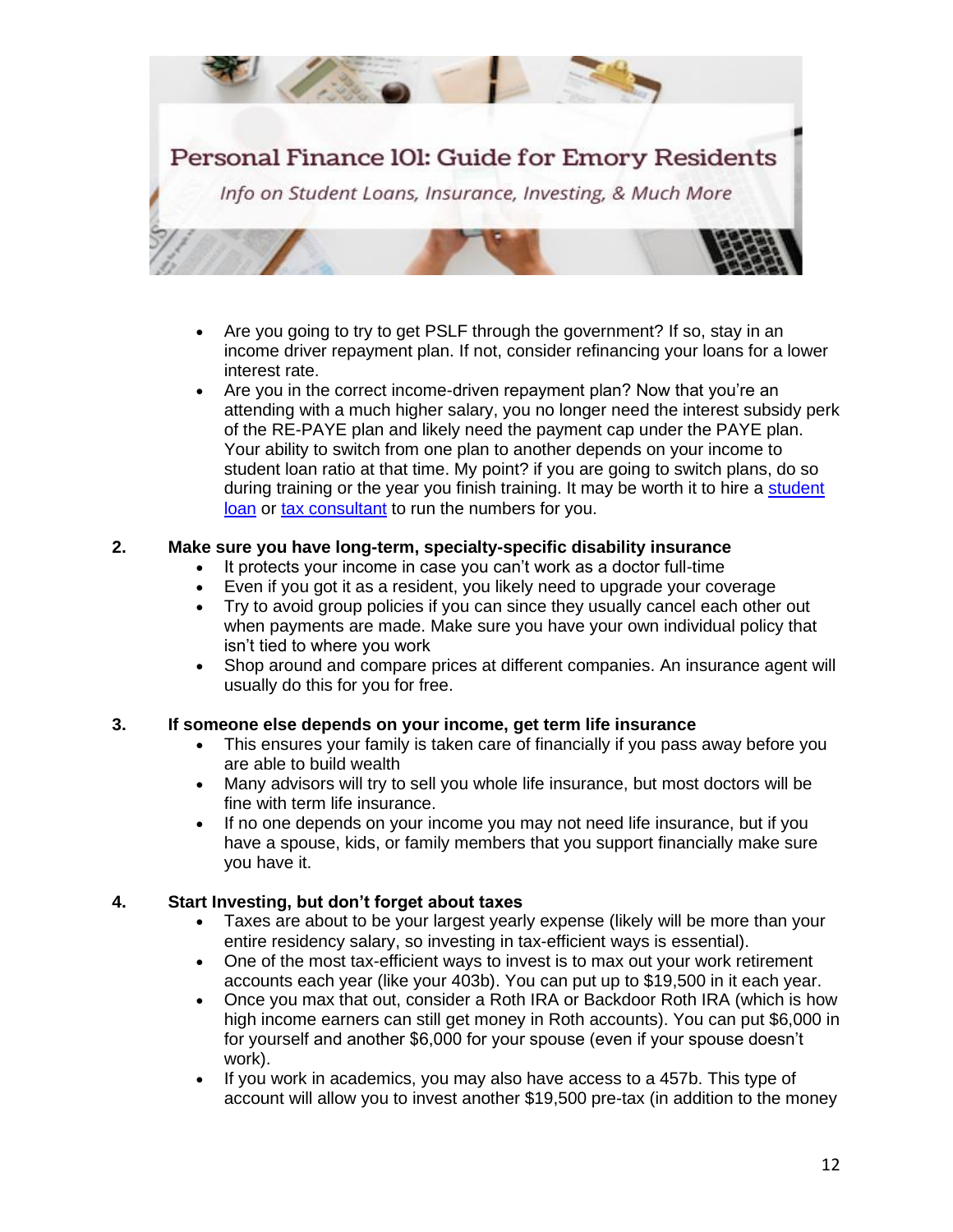- Are you going to try to get PSLF through the government? If so, stay in an income driver repayment plan. If not, consider refinancing your loans for a lower interest rate.
- Are you in the correct income-driven repayment plan? Now that you're an attending with a much higher salary, you no longer need the interest subsidy perk of the RE-PAYE plan and likely need the payment cap under the PAYE plan. Your ability to switch from one plan to another depends on your income to student loan ratio at that time. My point? if you are going to switch plans, do so during training or the year you finish training. It may be worth it to hire a [student loan]() or [tax consultant]() to run the numbers for you.

**2. Make sure you have long-term, specialty-specific disability insurance**

- It protects your income in case you can't work as a doctor full-time
- Even if you got it as a resident, you likely need to upgrade your coverage
- Try to avoid group policies if you can since they usually cancel each other out when payments are made. Make sure you have your own individual policy that isn't tied to where you work
- Shop around and compare prices at different companies. An insurance agent will usually do this for you for free.

**3. If someone else depends on your income, get term life insurance**

- This ensures your family is taken care of financially if you pass away before you are able to build wealth
- Many advisors will try to sell you whole life insurance, but most doctors will be fine with term life insurance.
- If no one depends on your income you may not need life insurance, but if you have a spouse, kids, or family members that you support financially make sure you have it.

**4. Start Investing, but don't forget about taxes**

- Taxes are about to be your largest yearly expense (likely will be more than your entire residency salary, so investing in tax-efficient ways is essential).
- One of the most tax-efficient ways to invest is to max out your work retirement accounts each year (like your 403b). You can put up to $19,500 in it each year.
- Once you max that out, consider a Roth IRA or Backdoor Roth IRA (which is how high income earners can still get money in Roth accounts). You can put $6,000 in for yourself and another $6,000 for your spouse (even if your spouse doesn't work).
- If you work in academics, you may also have access to a 457b. This type of account will allow you to invest another $19,500 pre-tax (in addition to the money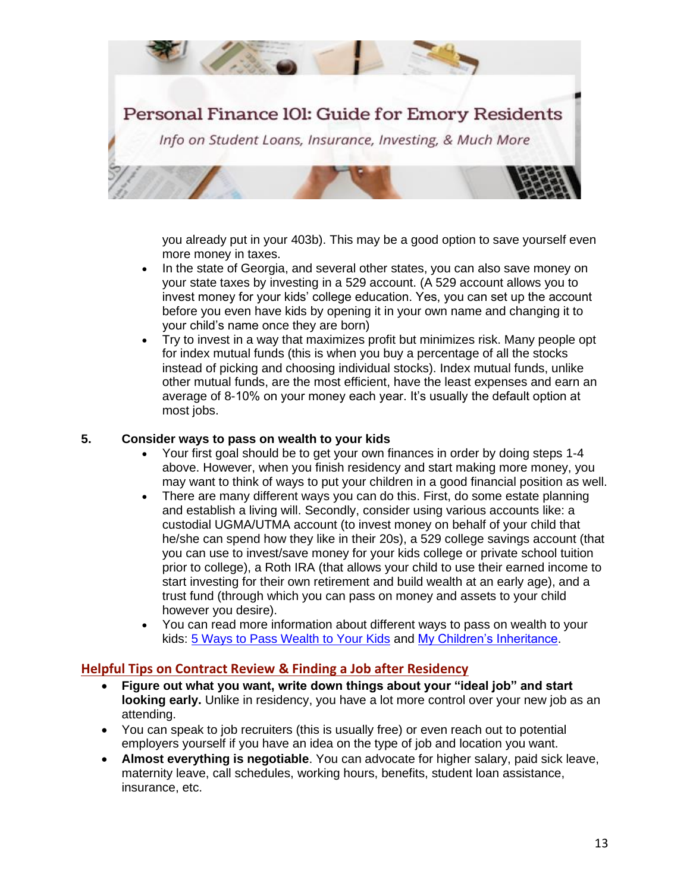you already put in your 403b). This may be a good option to save yourself even more money in taxes.

- In the state of Georgia, and several other states, you can also save money on your state taxes by investing in a 529 account. (A 529 account allows you to invest money for your kids' college education. Yes, you can set up the account before you even have kids by opening it in your own name and changing it to your child's name once they are born)
- Try to invest in a way that maximizes profit but minimizes risk. Many people opt for index mutual funds (this is when you buy a percentage of all the stocks instead of picking and choosing individual stocks). Index mutual funds, unlike other mutual funds, are the most efficient, have the least expenses and earn an average of 8-10% on your money each year. It's usually the default option at most jobs.

**5. Consider ways to pass on wealth to your kids**

- Your first goal should be to get your own finances in order by doing steps 1-4 above. However, when you finish residency and start making more money, you may want to think of ways to put your children in a good financial position as well.
- There are many different ways you can do this. First, do some estate planning and establish a living will. Secondly, consider using various accounts like: a custodial UGMA/UTMA account (to invest money on behalf of your child that he/she can spend how they like in their 20s), a 529 college savings account (that you can use to invest/save money for your kids college or private school tuition prior to college), a Roth IRA (that allows your child to use their earned income to start investing for their own retirement and build wealth at an early age), and a trust fund (through which you can pass on money and assets to your child however you desire).
- You can read more information about different ways to pass on wealth to your kids: [5 Ways to Pass Wealth to Your Kids] and [My Children's Inheritance].

## Helpful Tips on Contract Review & Finding a Job after Residency

- **Figure out what you want, write down things about your "ideal job" and start looking early.** Unlike in residency, you have a lot more control over your new job as an attending.
- You can speak to job recruiters (this is usually free) or even reach out to potential employers yourself if you have an idea on the type of job and location you want.
- **Almost everything is negotiable**. You can advocate for higher salary, paid sick leave, maternity leave, call schedules, working hours, benefits, student loan assistance, insurance, etc.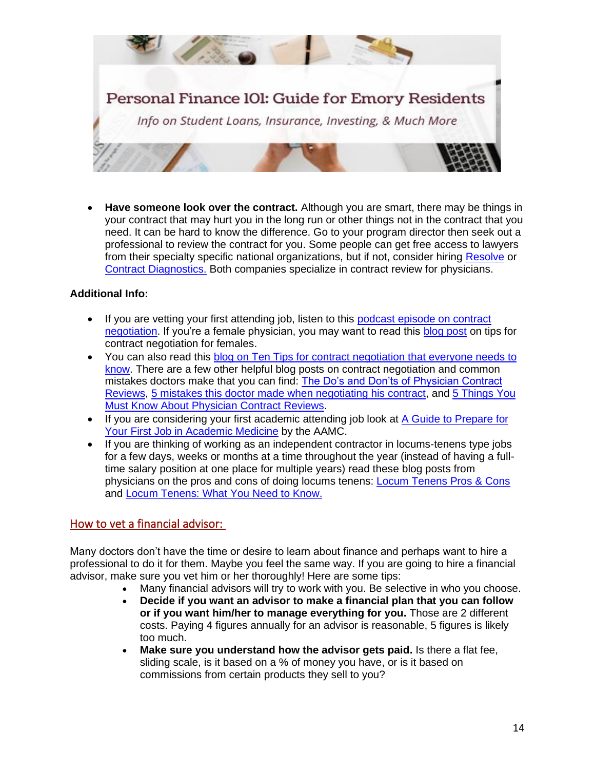Personal Finance 101: Guide for Emory Residents

*Info on Student Loans, Insurance, Investing, & Much More*

- **Have someone look over the contract.** Although you are smart, there may be things in your contract that may hurt you in the long run or other things not in the contract that you need. It can be hard to know the difference. Go to your program director then seek out a professional to review the contract for you. Some people can get free access to lawyers from their specialty specific national organizations, but if not, consider hiring Resolve or Contract Diagnostics. Both companies specialize in contract review for physicians.

**Additional Info:**

- If you are vetting your first attending job, listen to this podcast episode on contract negotiation. If you're a female physician, you may want to read this blog post on tips for contract negotiation for females.
- You can also read this blog on Ten Tips for contract negotiation that everyone needs to know. There are a few other helpful blog posts on contract negotiation and common mistakes doctors make that you can find: The Do's and Don'ts of Physician Contract Reviews, 5 mistakes this doctor made when negotiating his contract, and 5 Things You Must Know About Physician Contract Reviews.
- If you are considering your first academic attending job look at A Guide to Prepare for Your First Job in Academic Medicine by the AAMC.
- If you are thinking of working as an independent contractor in locums-tenens type jobs for a few days, weeks or months at a time throughout the year (instead of having a full-time salary position at one place for multiple years) read these blog posts from physicians on the pros and cons of doing locums tenens: Locum Tenens Pros & Cons and Locum Tenens: What You Need to Know.

## How to vet a financial advisor:

Many doctors don't have the time or desire to learn about finance and perhaps want to hire a professional to do it for them. Maybe you feel the same way. If you are going to hire a financial advisor, make sure you vet him or her thoroughly! Here are some tips:

- Many financial advisors will try to work with you. Be selective in who you choose.
- **Decide if you want an advisor to make a financial plan that you can follow or if you want him/her to manage everything for you.** Those are 2 different costs. Paying 4 figures annually for an advisor is reasonable, 5 figures is likely too much.
- **Make sure you understand how the advisor gets paid.** Is there a flat fee, sliding scale, is it based on a % of money you have, or is it based on commissions from certain products they sell to you?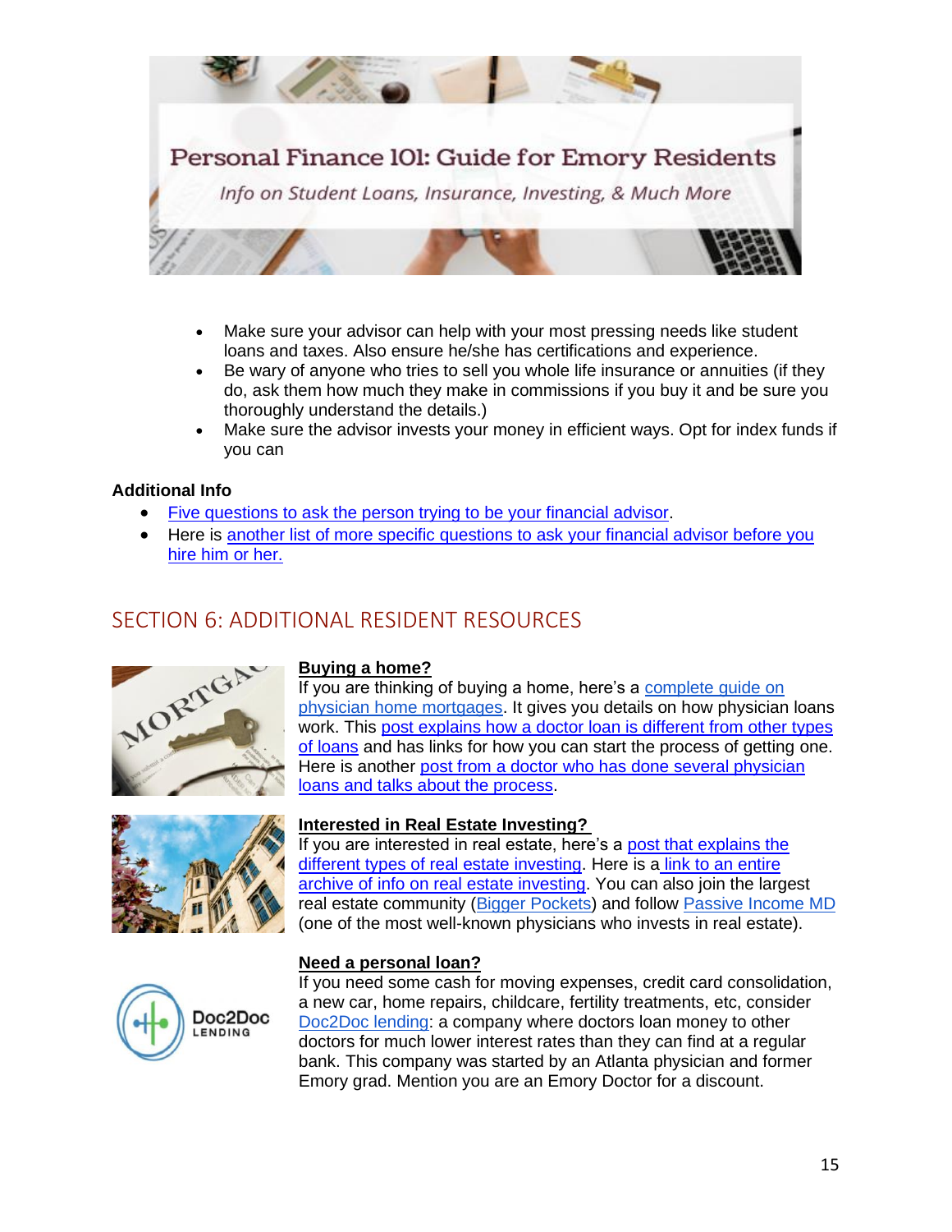- Make sure your advisor can help with your most pressing needs like student loans and taxes. Also ensure he/she has certifications and experience.
- Be wary of anyone who tries to sell you whole life insurance or annuities (if they do, ask them how much they make in commissions if you buy it and be sure you thoroughly understand the details.)
- Make sure the advisor invests your money in efficient ways. Opt for index funds if you can

**Additional Info**

- Five questions to ask the person trying to be your financial advisor.
- Here is another list of more specific questions to ask your financial advisor before you hire him or her.

## SECTION 6: ADDITIONAL RESIDENT RESOURCES

**Buying a home?**

If you are thinking of buying a home, here's a complete guide on physician home mortgages. It gives you details on how physician loans work. This post explains how a doctor loan is different from other types of loans and has links for how you can start the process of getting one. Here is another post from a doctor who has done several physician loans and talks about the process.

**Interested in Real Estate Investing?**

If you are interested in real estate, here's a post that explains the different types of real estate investing. Here is a link to an entire archive of info on real estate investing. You can also join the largest real estate community (Bigger Pockets) and follow Passive Income MD (one of the most well-known physicians who invests in real estate).

**Need a personal loan?**

If you need some cash for moving expenses, credit card consolidation, a new car, home repairs, childcare, fertility treatments, etc, consider Doc2Doc lending: a company where doctors loan money to other doctors for much lower interest rates than they can find at a regular bank. This company was started by an Atlanta physician and former Emory grad. Mention you are an Emory Doctor for a discount.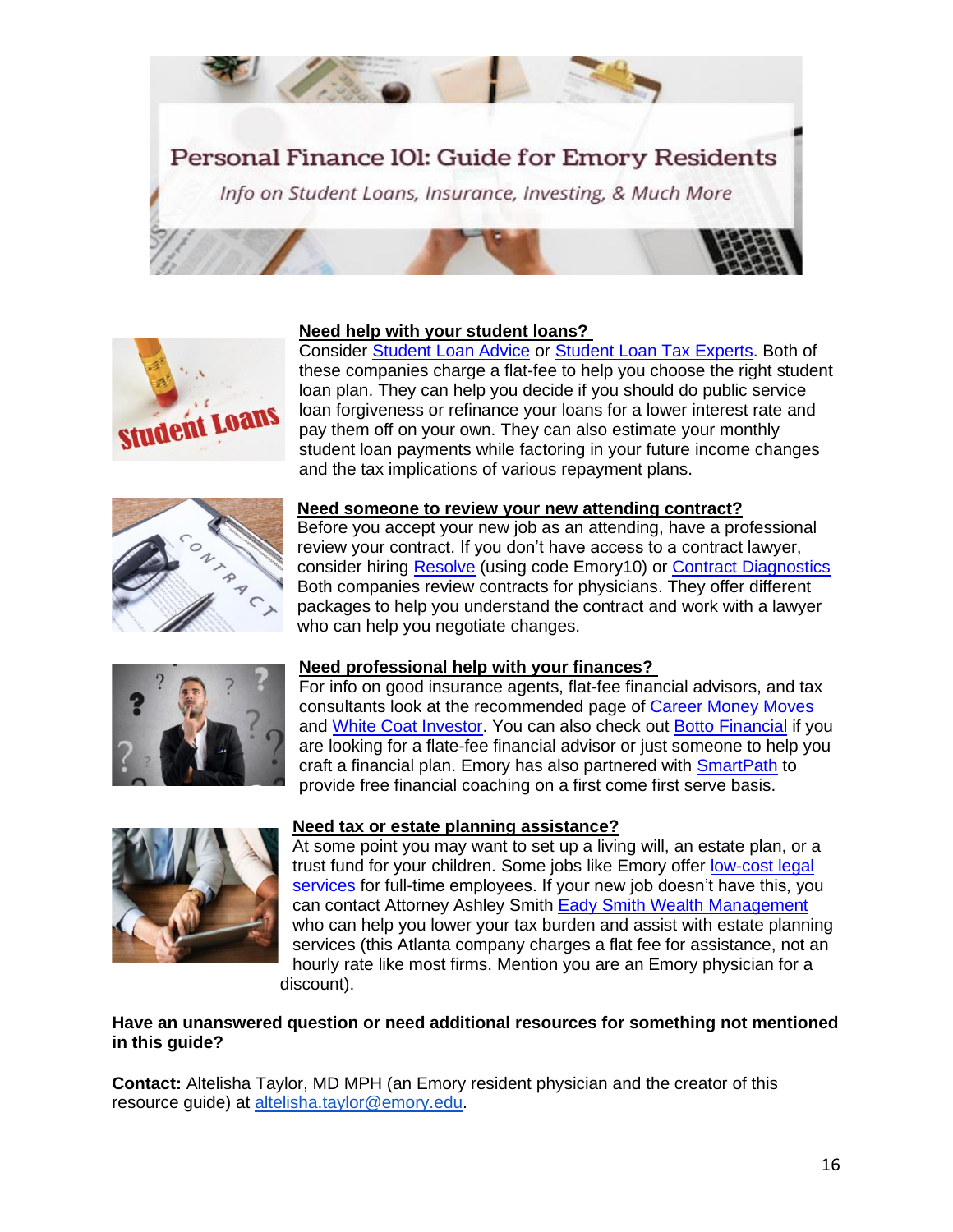Personal Finance 101: Guide for Emory Residents

*Info on Student Loans, Insurance, Investing, & Much More*

**Need help with your student loans?**

Consider Student Loan Advice or Student Loan Tax Experts. Both of these companies charge a flat-fee to help you choose the right student loan plan. They can help you decide if you should do public service loan forgiveness or refinance your loans for a lower interest rate and pay them off on your own. They can also estimate your monthly student loan payments while factoring in your future income changes and the tax implications of various repayment plans.

**Need someone to review your new attending contract?**

Before you accept your new job as an attending, have a professional review your contract. If you don't have access to a contract lawyer, consider hiring Resolve (using code Emory10) or Contract Diagnostics Both companies review contracts for physicians. They offer different packages to help you understand the contract and work with a lawyer who can help you negotiate changes.

**Need professional help with your finances?**

For info on good insurance agents, flat-fee financial advisors, and tax consultants look at the recommended page of Career Money Moves and White Coat Investor. You can also check out Botto Financial if you are looking for a flate-fee financial advisor or just someone to help you craft a financial plan. Emory has also partnered with SmartPath to provide free financial coaching on a first come first serve basis.

**Need tax or estate planning assistance?**

At some point you may want to set up a living will, an estate plan, or a trust fund for your children. Some jobs like Emory offer low-cost legal services for full-time employees. If your new job doesn't have this, you can contact Attorney Ashley Smith Eady Smith Wealth Management who can help you lower your tax burden and assist with estate planning services (this Atlanta company charges a flat fee for assistance, not an hourly rate like most firms. Mention you are an Emory physician for a discount).

**Have an unanswered question or need additional resources for something not mentioned in this guide?**

**Contact:** Altelisha Taylor, MD MPH (an Emory resident physician and the creator of this resource guide) at altelisha.taylor@emory.edu.